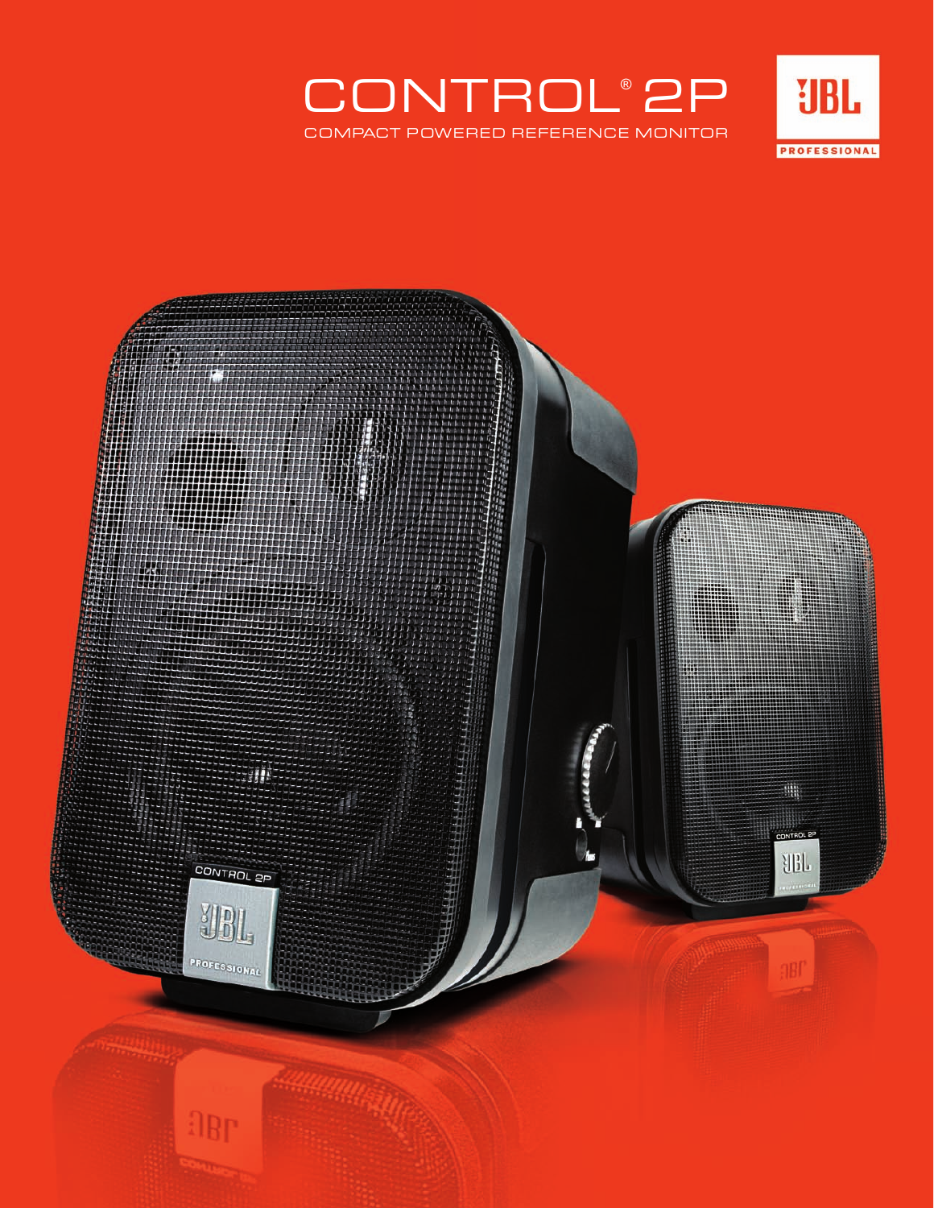# CONTROL® 2P

COMPACT POWERED REFERENCE MONITOR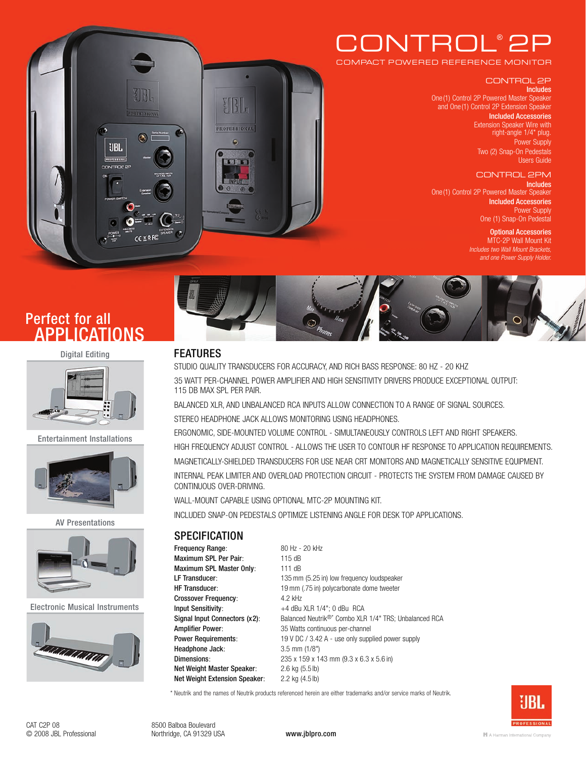# CONTROL® 2P

COMPACT POWERED REFERENCE MONITOR

## CONTROL 2P

**Includes**

One (1) Control 2P Powered Master Speaker and One (1) Control 2P Extension Speaker

**Included Accessories**

Extension Speaker Wire with right-angle 1/4" plug.

Power Supply

Two (2) Snap-On Pedestals

Users Guide

## CONTROL 2PM

**Includes**

One (1) Control 2P Powered Master Speaker

**Included Accessories**

Power Supply

One (1) Snap-On Pedestal

**Optional Accessories**

MTC-2P Wall Mount Kit

*Includes two Wall Mount Brackets, and one Power Supply Holder.*

## Perfect for all APPLICATIONS

Digital Editing

Entertainment Installations

AV Presentations

Electronic Musical Instruments

## FEATURES

STUDIO QUALITY TRANSDUCERS FOR ACCURACY, AND RICH BASS RESPONSE: 80 HZ - 20 KHZ

35 WATT PER-CHANNEL POWER AMPLIFIER AND HIGH SENSITIVITY DRIVERS PRODUCE EXCEPTIONAL OUTPUT: 115 DB MAX SPL PER PAIR.

BALANCED XLR, AND UNBALANCED RCA INPUTS ALLOW CONNECTION TO A RANGE OF SIGNAL SOURCES.

STEREO HEADPHONE JACK ALLOWS MONITORING USING HEADPHONES.

ERGONOMIC, SIDE-MOUNTED VOLUME CONTROL - SIMULTANEOUSLY CONTROLS LEFT AND RIGHT SPEAKERS.

HIGH FREQUENCY ADJUST CONTROL - ALLOWS THE USER TO CONTOUR HF RESPONSE TO APPLICATION REQUIREMENTS.

MAGNETICALLY-SHIELDED TRANSDUCERS FOR USE NEAR CRT MONITORS AND MAGNETICALLY SENSITIVE EQUIPMENT.

INTERNAL PEAK LIMITER AND OVERLOAD PROTECTION CIRCUIT - PROTECTS THE SYSTEM FROM DAMAGE CAUSED BY CONTINUOUS OVER-DRIVING.

WALL-MOUNT CAPABLE USING OPTIONAL MTC-2P MOUNTING KIT.

INCLUDED SNAP-ON PEDESTALS OPTIMIZE LISTENING ANGLE FOR DESK TOP APPLICATIONS.

## SPECIFICATION

| | |
|---|---|
| **Frequency Range**: | 80 Hz - 20 kHz |
| **Maximum SPL Per Pair**: | 115 dB |
| **Maximum SPL Master Only**: | 111 dB |
| **LF Transducer**: | 135 mm (5.25 in) low frequency loudspeaker |
| **HF Transducer**: | 19 mm (.75 in) polycarbonate dome tweeter |
| **Crossover Frequency**: | 4.2 kHz |
| **Input Sensitivity**: | +4 dBu XLR 1/4"; 0 dBu RCA |
| **Signal Input Connectors (x2)**: | Balanced Neutrik®* Combo XLR 1/4" TRS; Unbalanced RCA |
| **Amplifier Power**: | 35 Watts continuous per-channel |
| **Power Requirements**: | 19 V DC / 3.42 A - use only supplied power supply |
| **Headphone Jack**: | 3.5 mm (1/8") |
| **Dimensions**: | 235 x 159 x 143 mm (9.3 x 6.3 x 5.6 in) |
| **Net Weight Master Speaker**: | 2.6 kg (5.5 lb) |
| **Net Weight Extension Speaker**: | 2.2 kg (4.5 lb) |

\* Neutrik and the names of Neutrik products referenced herein are either trademarks and/or service marks of Neutrik.

CAT C2P 08
© 2008 JBL Professional

8500 Balboa Boulevard
Northridge, CA 91329 USA

www.jblpro.com

A Harman International Company